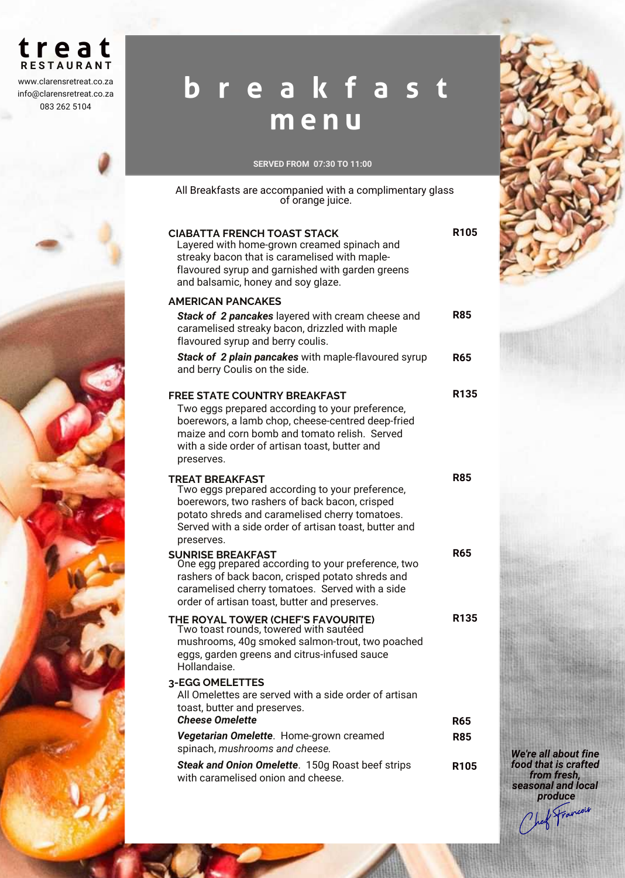**treat**
**RESTAURANT**

www.clarensretreat.co.za
info@clarensretreat.co.za
083 262 5104

# breakfast menu

**SERVED FROM 07:30 TO 11:00**

All Breakfasts are accompanied with a complimentary glass of orange juice.

**CIABATTA FRENCH TOAST STACK** — **R105**
Layered with home-grown creamed spinach and streaky bacon that is caramelised with maple-flavoured syrup and garnished with garden greens and balsamic, honey and soy glaze.

**AMERICAN PANCAKES**

***Stack of 2 pancakes*** layered with cream cheese and caramelised streaky bacon, drizzled with maple flavoured syrup and berry coulis. — **R85**

***Stack of 2 plain pancakes*** with maple-flavoured syrup and berry Coulis on the side. — **R65**

**FREE STATE COUNTRY BREAKFAST** — **R135**
Two eggs prepared according to your preference, boerewors, a lamb chop, cheese-centred deep-fried maize and corn bomb and tomato relish. Served with a side order of artisan toast, butter and preserves.

**TREAT BREAKFAST** — **R85**
Two eggs prepared according to your preference, boerewors, two rashers of back bacon, crisped potato shreds and caramelised cherry tomatoes. Served with a side order of artisan toast, butter and preserves.

**SUNRISE BREAKFAST** — **R65**
One egg prepared according to your preference, two rashers of back bacon, crisped potato shreds and caramelised cherry tomatoes. Served with a side order of artisan toast, butter and preserves.

**THE ROYAL TOWER (CHEF'S FAVOURITE)** — **R135**
Two toast rounds, towered with sautéed mushrooms, 40g smoked salmon-trout, two poached eggs, garden greens and citrus-infused sauce Hollandaise.

**3-EGG OMELETTES**
All Omelettes are served with a side order of artisan toast, butter and preserves.

***Cheese Omelette*** — **R65**

***Vegetarian Omelette***. Home-grown creamed spinach, *mushrooms and cheese.* — **R85**

***Steak and Onion Omelette***. 150g Roast beef strips with caramelised onion and cheese. — **R105**

***We're all about fine food that is crafted from fresh, seasonal and local produce***

Chef Francois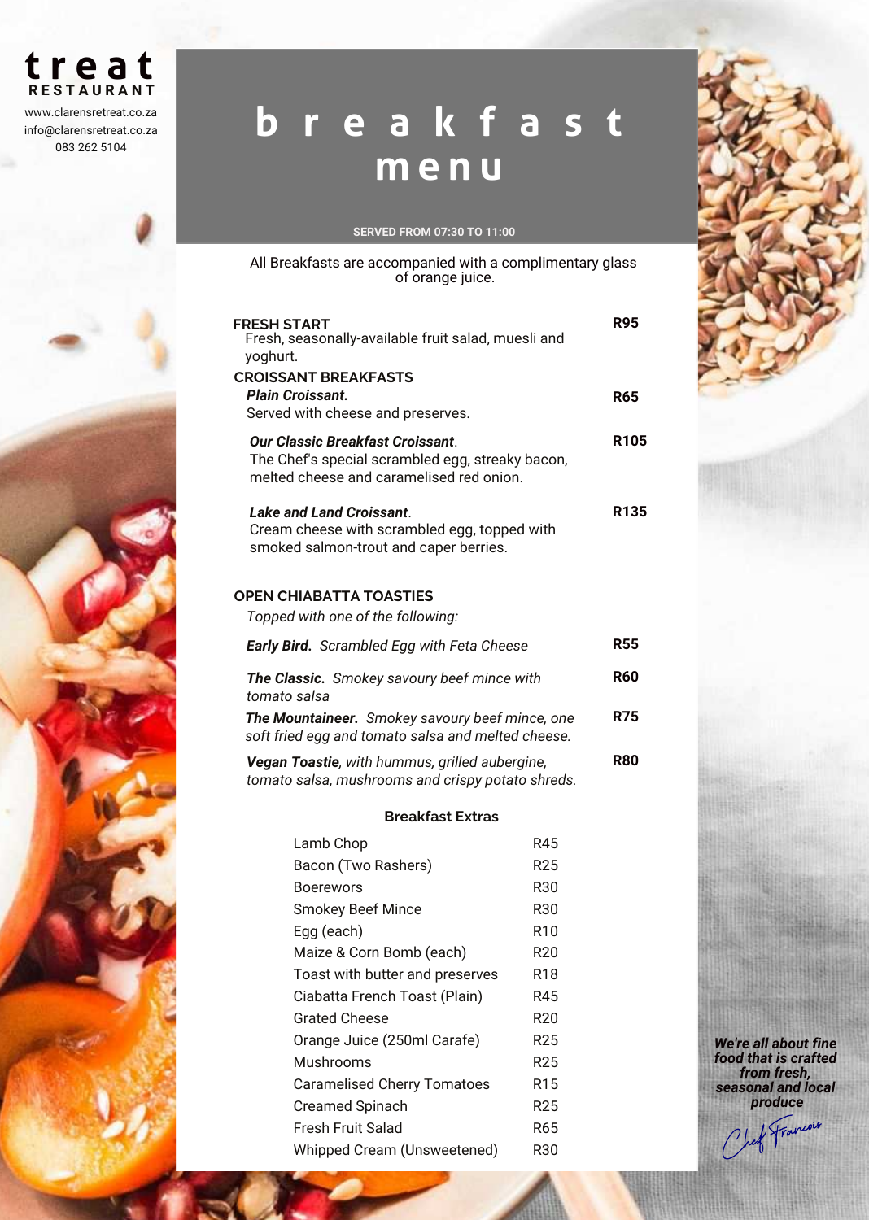**treat**
**RESTAURANT**

www.clarensretreat.co.za
info@clarensretreat.co.za
083 262 5104

# breakfast menu

**SERVED FROM 07:30 TO 11:00**

All Breakfasts are accompanied with a complimentary glass of orange juice.

**FRESH START** — **R95**
Fresh, seasonally-available fruit salad, muesli and yoghurt.

## CROISSANT BREAKFASTS

***Plain Croissant.*** — **R65**
Served with cheese and preserves.

***Our Classic Breakfast Croissant*****.** — **R105**
The Chef's special scrambled egg, streaky bacon, melted cheese and caramelised red onion.

***Lake and Land Croissant*****.** — **R135**
Cream cheese with scrambled egg, topped with smoked salmon-trout and caper berries.

## OPEN CHIABATTA TOASTIES

*Topped with one of the following:*

***Early Bird.*** *Scrambled Egg with Feta Cheese* — **R55**

***The Classic.*** *Smokey savoury beef mince with tomato salsa* — **R60**

***The Mountaineer.*** *Smokey savoury beef mince, one soft fried egg and tomato salsa and melted cheese.* — **R75**

***Vegan Toastie****, with hummus, grilled aubergine, tomato salsa, mushrooms and crispy potato shreds.* — **R80**

### Breakfast Extras

| | |
|---|---|
| Lamb Chop | R45 |
| Bacon (Two Rashers) | R25 |
| Boerewors | R30 |
| Smokey Beef Mince | R30 |
| Egg (each) | R10 |
| Maize & Corn Bomb (each) | R20 |
| Toast with butter and preserves | R18 |
| Ciabatta French Toast (Plain) | R45 |
| Grated Cheese | R20 |
| Orange Juice (250ml Carafe) | R25 |
| Mushrooms | R25 |
| Caramelised Cherry Tomatoes | R15 |
| Creamed Spinach | R25 |
| Fresh Fruit Salad | R65 |
| Whipped Cream (Unsweetened) | R30 |

***We're all about fine food that is crafted from fresh, seasonal and local produce***

Chef Francois